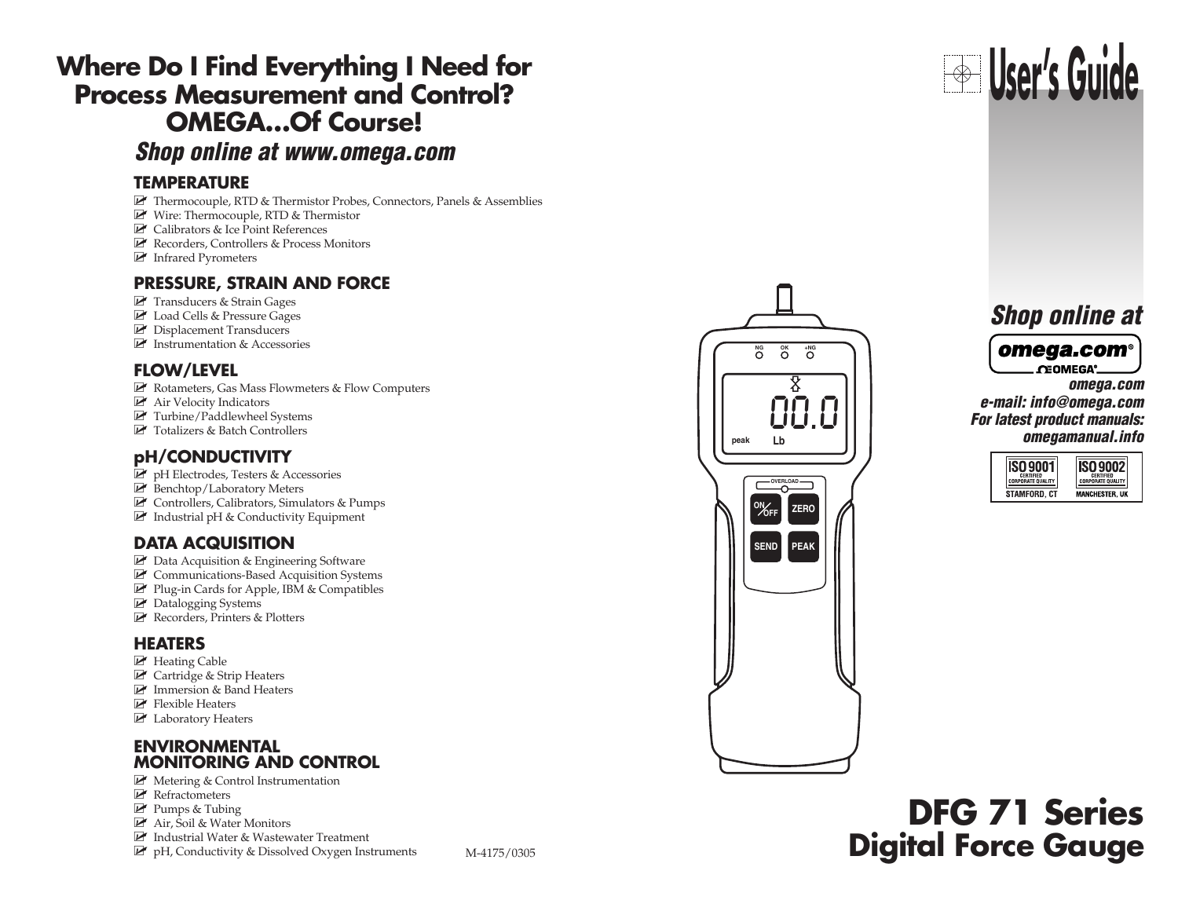# Where Do I Find Everything I Need for Process Measurement and Control? OMEGA...Of Course!

*Shop online at www.omega.com*

### TEMPERATURE

- Thermocouple, RTD & Thermistor Probes, Connectors, Panels & Assemblies
- Wire: Thermocouple, RTD & Thermistor
- Calibrators & Ice Point References
- Recorders, Controllers & Process Monitors
- Infrared Pyrometers

### PRESSURE, STRAIN AND FORCE

- Transducers & Strain Gages
- Load Cells & Pressure Gages
- Displacement Transducers
- Instrumentation & Accessories

### FLOW/LEVEL

- Rotameters, Gas Mass Flowmeters & Flow Computers
- Air Velocity Indicators
- Turbine/Paddlewheel Systems
- Totalizers & Batch Controllers

### pH/CONDUCTIVITY

- pH Electrodes, Testers & Accessories
- Benchtop/Laboratory Meters
- Controllers, Calibrators, Simulators & Pumps
- Industrial pH & Conductivity Equipment

### DATA ACQUISITION

- Data Acquisition & Engineering Software
- Communications-Based Acquisition Systems
- Plug-in Cards for Apple, IBM & Compatibles
- Datalogging Systems
- Recorders, Printers & Plotters

### HEATERS

- Heating Cable
- Cartridge & Strip Heaters
- Immersion & Band Heaters
- Flexible Heaters
- Laboratory Heaters

### ENVIRONMENTAL MONITORING AND CONTROL

- Metering & Control Instrumentation
- Refractometers
- Pumps & Tubing
- Air, Soil & Water Monitors
- Industrial Water & Wastewater Treatment
- pH, Conductivity & Dissolved Oxygen Instruments

M-4175/0305

# User's Guide

*Shop online at*

**omega.com®**

*omega.com*
*e-mail: info@omega.com*
*For latest product manuals:*
*omegamanual.info*

ISO 9001 CERTIFIED CORPORATE QUALITY STAMFORD, CT
ISO 9002 CERTIFIED CORPORATE QUALITY MANCHESTER, UK

NG OK +NG

00.0

peak Lb

OVERLOAD

ON/OFF ZERO SEND PEAK

# DFG 71 Series
## Digital Force Gauge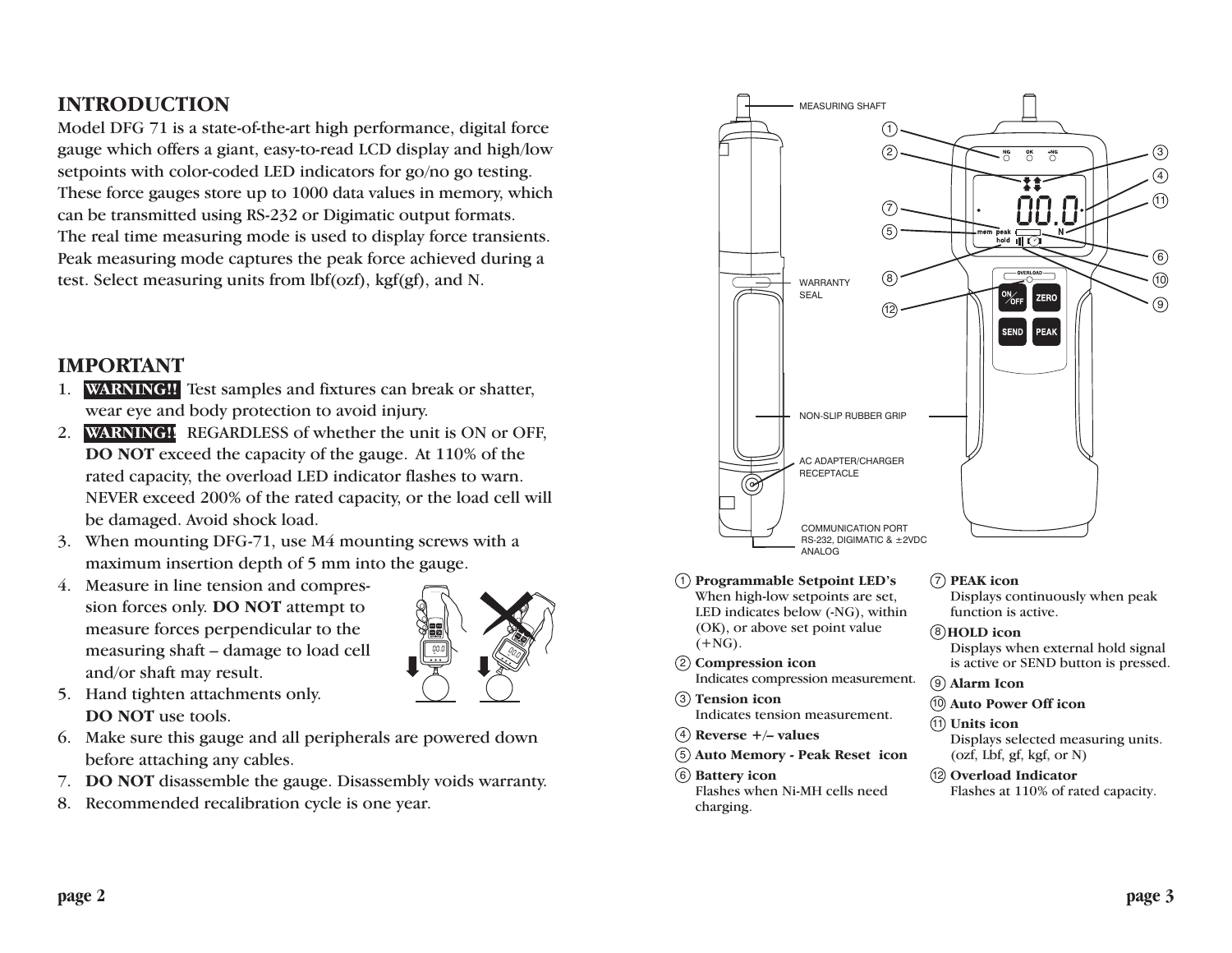## INTRODUCTION

Model DFG 71 is a state-of-the-art high performance, digital force gauge which offers a giant, easy-to-read LCD display and high/low setpoints with color-coded LED indicators for go/no go testing. These force gauges store up to 1000 data values in memory, which can be transmitted using RS-232 or Digimatic output formats. The real time measuring mode is used to display force transients. Peak measuring mode captures the peak force achieved during a test. Select measuring units from lbf(ozf), kgf(gf), and N.

## IMPORTANT

1. **WARNING!!** Test samples and fixtures can break or shatter, wear eye and body protection to avoid injury.
2. **WARNING!!** REGARDLESS of whether the unit is ON or OFF, **DO NOT** exceed the capacity of the gauge. At 110% of the rated capacity, the overload LED indicator flashes to warn. NEVER exceed 200% of the rated capacity, or the load cell will be damaged. Avoid shock load.
3. When mounting DFG-71, use M4 mounting screws with a maximum insertion depth of 5 mm into the gauge.
4. Measure in line tension and compression forces only. **DO NOT** attempt to measure forces perpendicular to the measuring shaft – damage to load cell and/or shaft may result.
5. Hand tighten attachments only. **DO NOT** use tools.
6. Make sure this gauge and all peripherals are powered down before attaching any cables.
7. **DO NOT** disassemble the gauge. Disassembly voids warranty.
8. Recommended recalibration cycle is one year.

MEASURING SHAFT

WARRANTY SEAL

NON-SLIP RUBBER GRIP

AC ADAPTER/CHARGER RECEPTACLE

COMMUNICATION PORT RS-232, DIGIMATIC & ±2VDC ANALOG

1. **Programmable Setpoint LED's**
   When high-low setpoints are set, LED indicates below (-NG), within (OK), or above set point value (+NG).
2. **Compression icon**
   Indicates compression measurement.
3. **Tension icon**
   Indicates tension measurement.
4. **Reverse +/– values**
5. **Auto Memory - Peak Reset icon**
6. **Battery icon**
   Flashes when Ni-MH cells need charging.
7. **PEAK icon**
   Displays continuously when peak function is active.
8. **HOLD icon**
   Displays when external hold signal is active or SEND button is pressed.
9. **Alarm Icon**
10. **Auto Power Off icon**
11. **Units icon**
    Displays selected measuring units. (ozf, Lbf, gf, kgf, or N)
12. **Overload Indicator**
    Flashes at 110% of rated capacity.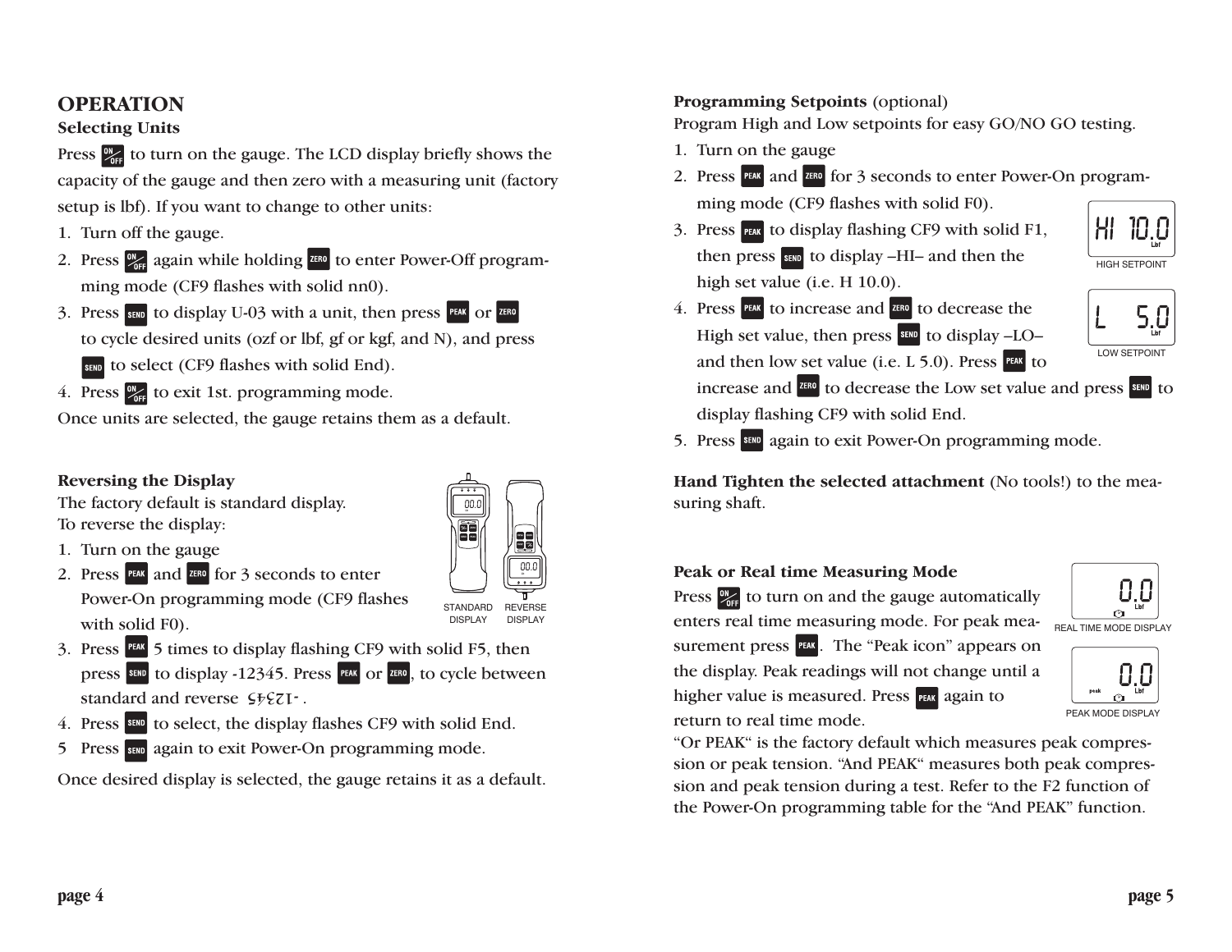# OPERATION

### Selecting Units

Press ON/OFF to turn on the gauge. The LCD display briefly shows the capacity of the gauge and then zero with a measuring unit (factory setup is lbf). If you want to change to other units:

1. Turn off the gauge.
2. Press ON/OFF again while holding ZERO to enter Power-Off programming mode (CF9 flashes with solid nn0).
3. Press SEND to display U-03 with a unit, then press PEAK or ZERO to cycle desired units (ozf or lbf, gf or kgf, and N), and press SEND to select (CF9 flashes with solid End).
4. Press ON/OFF to exit 1st. programming mode.

Once units are selected, the gauge retains them as a default.

### Reversing the Display

The factory default is standard display.
To reverse the display:

1. Turn on the gauge
2. Press PEAK and ZERO for 3 seconds to enter Power-On programming mode (CF9 flashes with solid F0).
3. Press PEAK 5 times to display flashing CF9 with solid F5, then press SEND to display -12345. Press PEAK or ZERO, to cycle between standard and reverse -12345 (reversed).
4. Press SEND to select, the display flashes CF9 with solid End.
5. Press SEND again to exit Power-On programming mode.

STANDARD DISPLAY REVERSE DISPLAY

Once desired display is selected, the gauge retains it as a default.

### Programming Setpoints (optional)

Program High and Low setpoints for easy GO/NO GO testing.

1. Turn on the gauge
2. Press PEAK and ZERO for 3 seconds to enter Power-On programming mode (CF9 flashes with solid F0).
3. Press PEAK to display flashing CF9 with solid F1, then press SEND to display –HI– and then the high set value (i.e. H 10.0).
4. Press PEAK to increase and ZERO to decrease the High set value, then press SEND to display –LO– and then low set value (i.e. L 5.0). Press PEAK to increase and ZERO to decrease the Low set value and press SEND to display flashing CF9 with solid End.
5. Press SEND again to exit Power-On programming mode.

HI 10.0 Lbf
HIGH SETPOINT

L 5.0 Lbf
LOW SETPOINT

**Hand Tighten the selected attachment** (No tools!) to the measuring shaft.

### Peak or Real time Measuring Mode

Press ON/OFF to turn on and the gauge automatically enters real time measuring mode. For peak measurement press PEAK. The "Peak icon" appears on the display. Peak readings will not change until a higher value is measured. Press PEAK again to return to real time mode.

0.0 Lbf
REAL TIME MODE DISPLAY

peak 0.0 Lbf
PEAK MODE DISPLAY

"Or PEAK" is the factory default which measures peak compression or peak tension. "And PEAK" measures both peak compression and peak tension during a test. Refer to the F2 function of the Power-On programming table for the "And PEAK" function.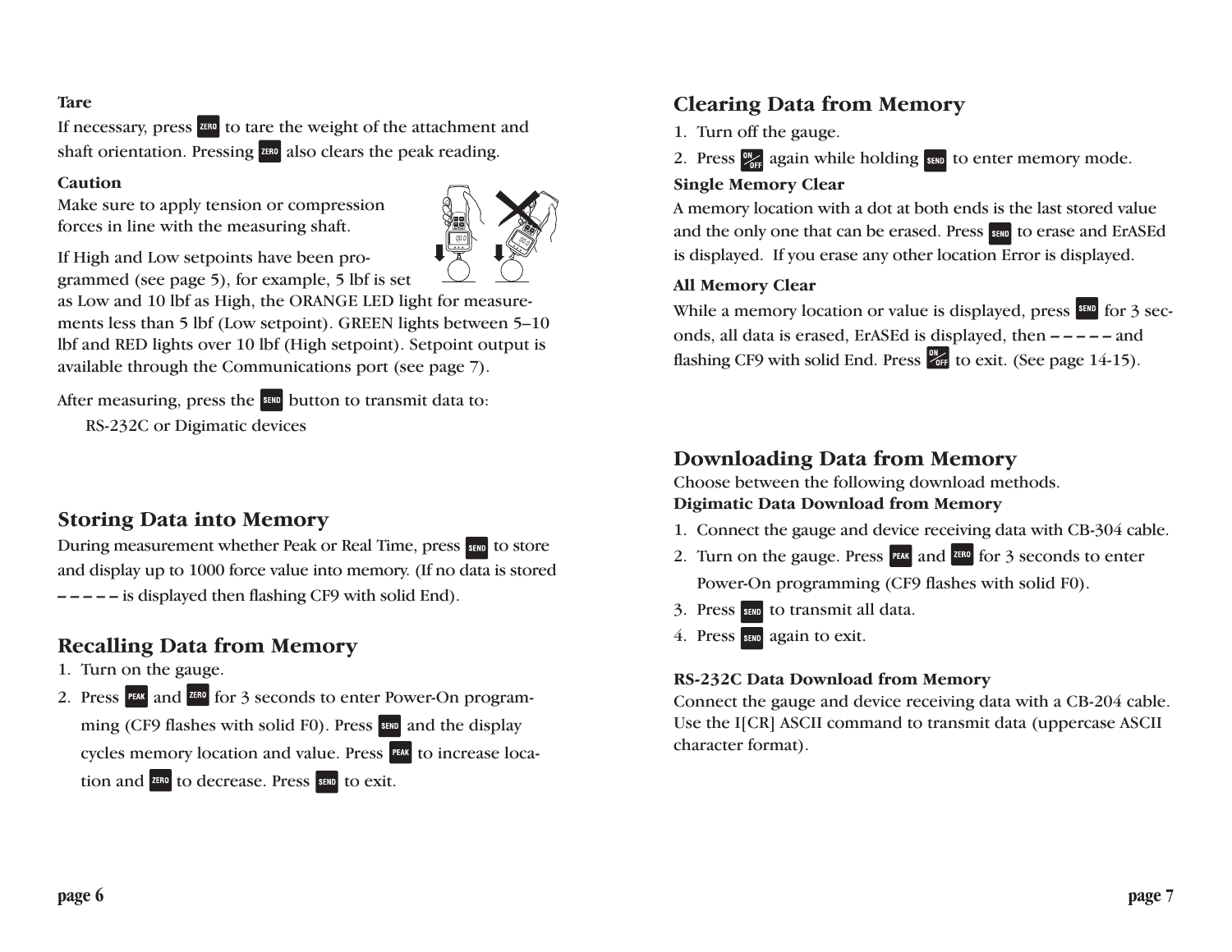**Tare**

If necessary, press ZERO to tare the weight of the attachment and shaft orientation. Pressing ZERO also clears the peak reading.

**Caution**

Make sure to apply tension or compression forces in line with the measuring shaft.

If High and Low setpoints have been programmed (see page 5), for example, 5 lbf is set as Low and 10 lbf as High, the ORANGE LED light for measurements less than 5 lbf (Low setpoint). GREEN lights between 5–10 lbf and RED lights over 10 lbf (High setpoint). Setpoint output is available through the Communications port (see page 7).

After measuring, press the SEND button to transmit data to:

RS-232C or Digimatic devices

## Storing Data into Memory

During measurement whether Peak or Real Time, press SEND to store and display up to 1000 force value into memory. (If no data is stored – – – – – is displayed then flashing CF9 with solid End).

## Recalling Data from Memory

1. Turn on the gauge.
2. Press PEAK and ZERO for 3 seconds to enter Power-On programming (CF9 flashes with solid F0). Press SEND and the display cycles memory location and value. Press PEAK to increase location and ZERO to decrease. Press SEND to exit.

## Clearing Data from Memory

1. Turn off the gauge.
2. Press ON/OFF again while holding SEND to enter memory mode.

**Single Memory Clear**

A memory location with a dot at both ends is the last stored value and the only one that can be erased. Press SEND to erase and ErASEd is displayed. If you erase any other location Error is displayed.

**All Memory Clear**

While a memory location or value is displayed, press SEND for 3 seconds, all data is erased, ErASEd is displayed, then – – – – – and flashing CF9 with solid End. Press ON/OFF to exit. (See page 14-15).

## Downloading Data from Memory

Choose between the following download methods.

**Digimatic Data Download from Memory**

1. Connect the gauge and device receiving data with CB-304 cable.
2. Turn on the gauge. Press PEAK and ZERO for 3 seconds to enter Power-On programming (CF9 flashes with solid F0).
3. Press SEND to transmit all data.
4. Press SEND again to exit.

**RS-232C Data Download from Memory**

Connect the gauge and device receiving data with a CB-204 cable. Use the I[CR] ASCII command to transmit data (uppercase ASCII character format).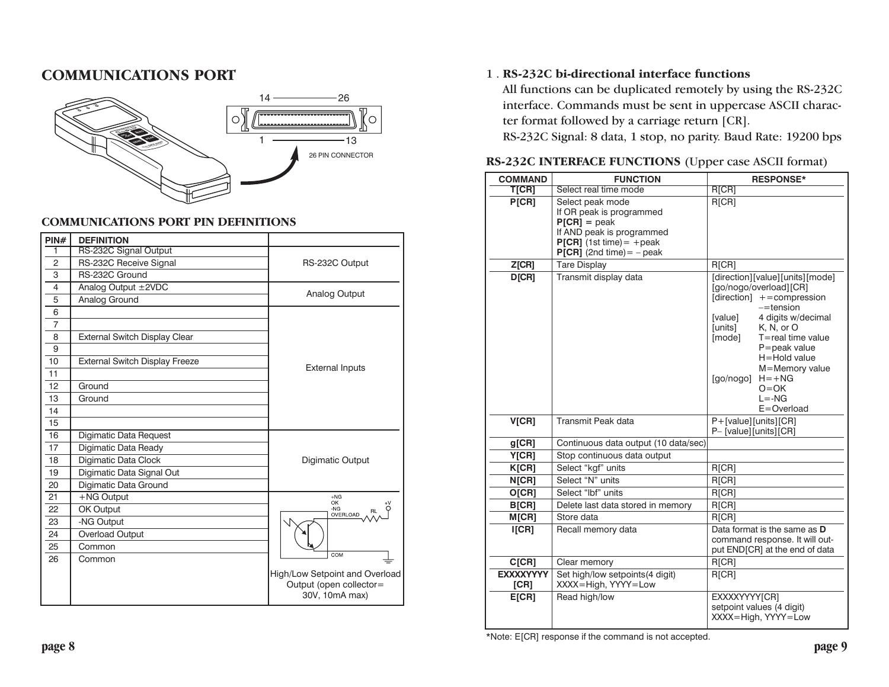# COMMUNICATIONS PORT

14 — 26

1 — 13

26 PIN CONNECTOR

### COMMUNICATIONS PORT PIN DEFINITIONS

| PIN# | DEFINITION | |
|---|---|---|
| 1 | RS-232C Signal Output | RS-232C Output |
| 2 | RS-232C Receive Signal | |
| 3 | RS-232C Ground | |
| 4 | Analog Output ±2VDC | Analog Output |
| 5 | Analog Ground | |
| 6 | | External Inputs |
| 7 | | |
| 8 | External Switch Display Clear | |
| 9 | | |
| 10 | External Switch Display Freeze | |
| 11 | | |
| 12 | Ground | |
| 13 | Ground | |
| 14 | | |
| 15 | | |
| 16 | Digimatic Data Request | Digimatic Output |
| 17 | Digimatic Data Ready | |
| 18 | Digimatic Data Clock | |
| 19 | Digimatic Data Signal Out | |
| 20 | Digimatic Data Ground | |
| 21 | +NG Output | High/Low Setpoint and Overload Output (open collector= 30V, 10mA max) |
| 22 | OK Output | |
| 23 | -NG Output | |
| 24 | Overload Output | |
| 25 | Common | |
| 26 | Common | |

1 . **RS-232C bi-directional interface functions**

All functions can be duplicated remotely by using the RS-232C interface. Commands must be sent in uppercase ASCII character format followed by a carriage return [CR].

RS-232C Signal: 8 data, 1 stop, no parity. Baud Rate: 19200 bps

### RS-232C INTERFACE FUNCTIONS (Upper case ASCII format)

| COMMAND | FUNCTION | RESPONSE* |
|---|---|---|
| T[CR] | Select real time mode | R[CR] |
| P[CR] | Select peak mode<br>If OR peak is programmed<br>**P[CR] =** peak<br>If AND peak is programmed<br>**P[CR]** (1st time)= +peak<br>**P[CR]** (2nd time)= − peak | R[CR] |
| Z[CR] | Tare Display | R[CR] |
| D[CR] | Transmit display data | [direction][value][units][mode][go/nogo/overload][CR]<br>[direction] +=compression<br>−=tension<br>[value] 4 digits w/decimal<br>[units] K, N, or O<br>[mode] T=real time value<br>P=peak value<br>H=Hold value<br>M=Memory value<br>[go/nogo] H=+NG<br>O=OK<br>L=-NG<br>E=Overload |
| V[CR] | Transmit Peak data | P+[value][units][CR]<br>P− [value][units][CR] |
| g[CR] | Continuous data output (10 data/sec) | |
| Y[CR] | Stop continuous data output | |
| K[CR] | Select "kgf" units | R[CR] |
| N[CR] | Select "N" units | R[CR] |
| O[CR] | Select "lbf" units | R[CR] |
| B[CR] | Delete last data stored in memory | R[CR] |
| M[CR] | Store data | R[CR] |
| I[CR] | Recall memory data | Data format is the same as **D** command response. It will output END[CR] at the end of data |
| C[CR] | Clear memory | R[CR] |
| EXXXXYYYY[CR] | Set high/low setpoints(4 digit)<br>XXXX=High, YYYY=Low | R[CR] |
| E[CR] | Read high/low | EXXXXYYYY[CR]<br>setpoint values (4 digit)<br>XXXX=High, YYYY=Low |

*Note: E[CR] response if the command is not accepted.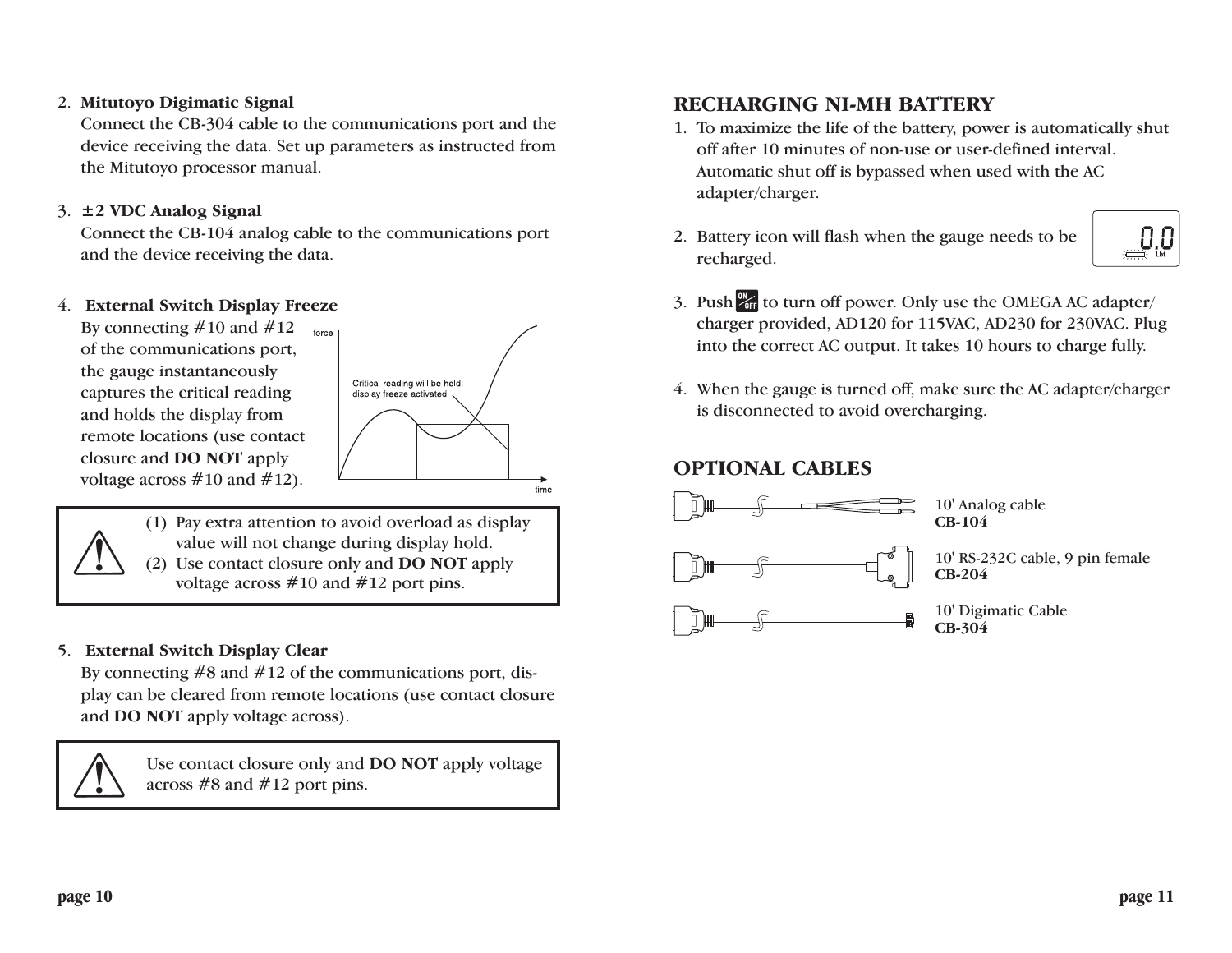2. **Mitutoyo Digimatic Signal**
   Connect the CB-304 cable to the communications port and the device receiving the data. Set up parameters as instructed from the Mitutoyo processor manual.

3. **±2 VDC Analog Signal**
   Connect the CB-104 analog cable to the communications port and the device receiving the data.

4. **External Switch Display Freeze**
   By connecting #10 and #12 of the communications port, the gauge instantaneously captures the critical reading and holds the display from remote locations (use contact closure and **DO NOT** apply voltage across #10 and #12).

   force

   Critical reading will be held; display freeze activated

   time

> (1) Pay extra attention to avoid overload as display value will not change during display hold.
> (2) Use contact closure only and **DO NOT** apply voltage across #10 and #12 port pins.

5. **External Switch Display Clear**
   By connecting #8 and #12 of the communications port, display can be cleared from remote locations (use contact closure and **DO NOT** apply voltage across).

> Use contact closure only and **DO NOT** apply voltage across #8 and #12 port pins.

## RECHARGING NI-MH BATTERY

1. To maximize the life of the battery, power is automatically shut off after 10 minutes of non-use or user-defined interval. Automatic shut off is bypassed when used with the AC adapter/charger.

2. Battery icon will flash when the gauge needs to be recharged.

3. Push ON/OFF to turn off power. Only use the OMEGA AC adapter/charger provided, AD120 for 115VAC, AD230 for 230VAC. Plug into the correct AC output. It takes 10 hours to charge fully.

4. When the gauge is turned off, make sure the AC adapter/charger is disconnected to avoid overcharging.

## OPTIONAL CABLES

10' Analog cable
**CB-104**

10' RS-232C cable, 9 pin female
**CB-204**

10' Digimatic Cable
**CB-304**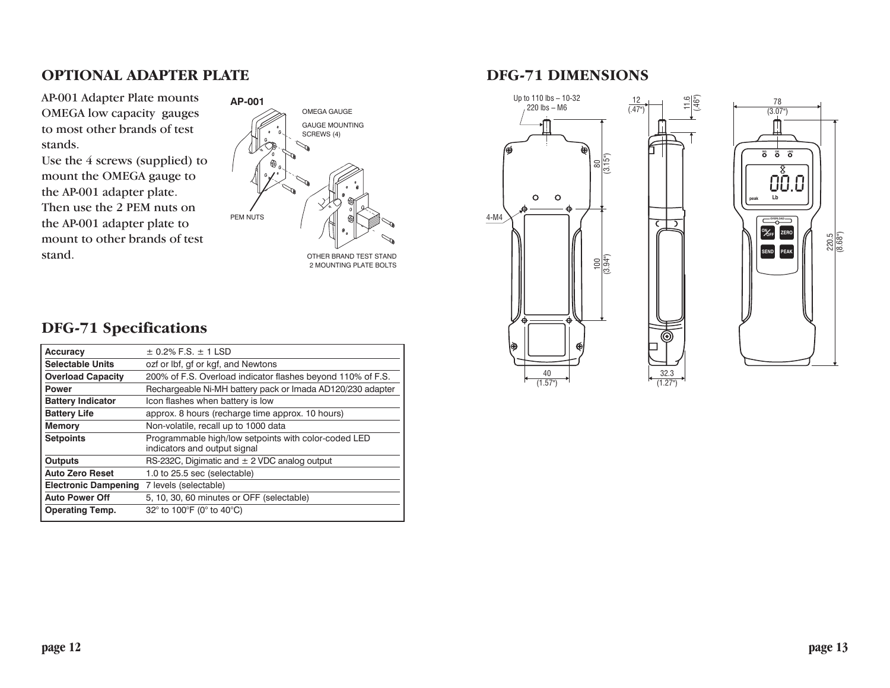## OPTIONAL ADAPTER PLATE

AP-001 Adapter Plate mounts OMEGA low capacity gauges to most other brands of test stands.
Use the 4 screws (supplied) to mount the OMEGA gauge to the AP-001 adapter plate. Then use the 2 PEM nuts on the AP-001 adapter plate to mount to other brands of test stand.

AP-001

OMEGA GAUGE

GAUGE MOUNTING SCREWS (4)

PEM NUTS

OTHER BRAND TEST STAND
2 MOUNTING PLATE BOLTS

## DFG-71 Specifications

| | |
|---|---|
| **Accuracy** | ± 0.2% F.S. ± 1 LSD |
| **Selectable Units** | ozf or lbf, gf or kgf, and Newtons |
| **Overload Capacity** | 200% of F.S. Overload indicator flashes beyond 110% of F.S. |
| **Power** | Rechargeable Ni-MH battery pack or Imada AD120/230 adapter |
| **Battery Indicator** | Icon flashes when battery is low |
| **Battery Life** | approx. 8 hours (recharge time approx. 10 hours) |
| **Memory** | Non-volatile, recall up to 1000 data |
| **Setpoints** | Programmable high/low setpoints with color-coded LED indicators and output signal |
| **Outputs** | RS-232C, Digimatic and ± 2 VDC analog output |
| **Auto Zero Reset** | 1.0 to 25.5 sec (selectable) |
| **Electronic Dampening** | 7 levels (selectable) |
| **Auto Power Off** | 5, 10, 30, 60 minutes or OFF (selectable) |
| **Operating Temp.** | 32° to 100°F (0° to 40°C) |

## DFG-71 DIMENSIONS

Up to 110 lbs – 10-32
220 lbs – M6

4-M4

80 (3.15")

100 (3.94")

40 (1.57")

12 (.47")

11.6 (.46")

32.3 (1.27")

78 (3.07")

220.5 (8.68")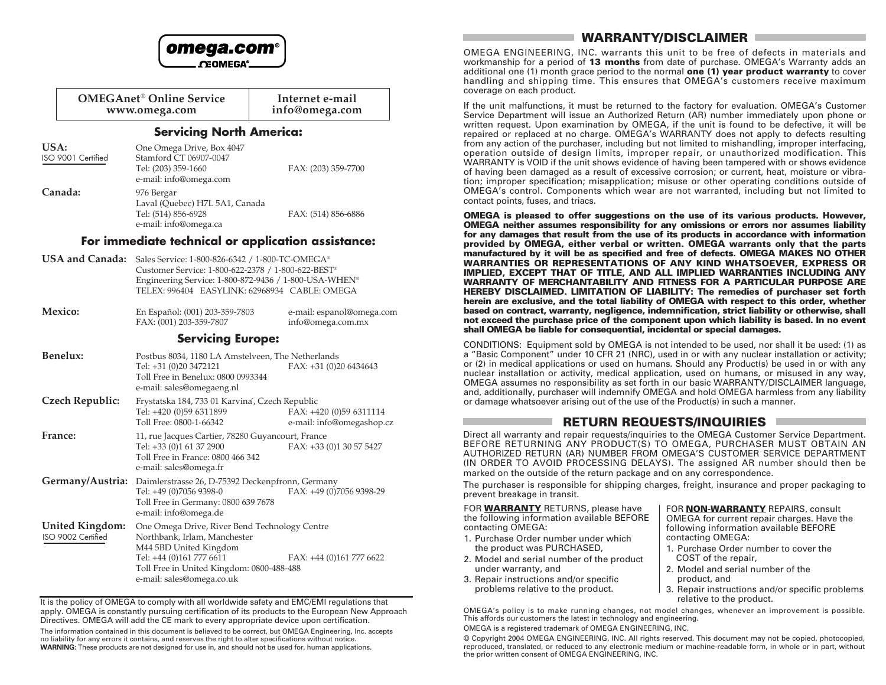omega.com®

OMEGA®

| OMEGAnet® Online Service www.omega.com | Internet e-mail info@omega.com |
|---|---|

## Servicing North America:

**USA:** ISO 9001 Certified
One Omega Drive, Box 4047
Stamford CT 06907-0047
Tel: (203) 359-1660 FAX: (203) 359-7700
e-mail: info@omega.com

**Canada:**
976 Bergar
Laval (Quebec) H7L 5A1, Canada
Tel: (514) 856-6928 FAX: (514) 856-6886
e-mail: info@omega.ca

## For immediate technical or application assistance:

**USA and Canada:**
Sales Service: 1-800-826-6342 / 1-800-TC-OMEGA®
Customer Service: 1-800-622-2378 / 1-800-622-BEST®
Engineering Service: 1-800-872-9436 / 1-800-USA-WHEN®
TELEX: 996404 EASYLINK: 62968934 CABLE: OMEGA

**Mexico:**
En Español: (001) 203-359-7803 e-mail: espanol@omega.com
FAX: (001) 203-359-7807 info@omega.com.mx

## Servicing Europe:

**Benelux:**
Postbus 8034, 1180 LA Amstelveen, The Netherlands
Tel: +31 (0)20 3472121 FAX: +31 (0)20 6434643
Toll Free in Benelux: 0800 0993344
e-mail: sales@omegaeng.nl

**Czech Republic:**
Frystatska 184, 733 01 Karviná, Czech Republic
Tel: +420 (0)59 6311899 FAX: +420 (0)59 6311114
Toll Free: 0800-1-66342 e-mail: info@omegashop.cz

**France:**
11, rue Jacques Cartier, 78280 Guyancourt, France
Tel: +33 (0)1 61 37 2900 FAX: +33 (0)1 30 57 5427
Toll Free in France: 0800 466 342
e-mail: sales@omega.fr

**Germany/Austria:**
Daimlerstrasse 26, D-75392 Deckenpfronn, Germany
Tel: +49 (0)7056 9398-0 FAX: +49 (0)7056 9398-29
Toll Free in Germany: 0800 639 7678
e-mail: info@omega.de

**United Kingdom:** ISO 9002 Certified
One Omega Drive, River Bend Technology Centre
Northbank, Irlam, Manchester
M44 5BD United Kingdom
Tel: +44 (0)161 777 6611 FAX: +44 (0)161 777 6622
Toll Free in United Kingdom: 0800-488-488
e-mail: sales@omega.co.uk

It is the policy of OMEGA to comply with all worldwide safety and EMC/EMI regulations that apply. OMEGA is constantly pursuing certification of its products to the European New Approach Directives. OMEGA will add the CE mark to every appropriate device upon certification.

The information contained in this document is believed to be correct, but OMEGA Engineering, Inc. accepts no liability for any errors it contains, and reserves the right to alter specifications without notice.
**WARNING:** These products are not designed for use in, and should not be used for, human applications.

## WARRANTY/DISCLAIMER

OMEGA ENGINEERING, INC. warrants this unit to be free of defects in materials and workmanship for a period of **13 months** from date of purchase. OMEGA's Warranty adds an additional one (1) month grace period to the normal **one (1) year product warranty** to cover handling and shipping time. This ensures that OMEGA's customers receive maximum coverage on each product.

If the unit malfunctions, it must be returned to the factory for evaluation. OMEGA's Customer Service Department will issue an Authorized Return (AR) number immediately upon phone or written request. Upon examination by OMEGA, if the unit is found to be defective, it will be repaired or replaced at no charge. OMEGA's WARRANTY does not apply to defects resulting from any action of the purchaser, including but not limited to mishandling, improper interfacing, operation outside of design limits, improper repair, or unauthorized modification. This WARRANTY is VOID if the unit shows evidence of having been tampered with or shows evidence of having been damaged as a result of excessive corrosion; or current, heat, moisture or vibration; improper specification; misapplication; misuse or other operating conditions outside of OMEGA's control. Components which wear are not warranted, including but not limited to contact points, fuses, and triacs.

**OMEGA is pleased to offer suggestions on the use of its various products. However, OMEGA neither assumes responsibility for any omissions or errors nor assumes liability for any damages that result from the use of its products in accordance with information provided by OMEGA, either verbal or written. OMEGA warrants only that the parts manufactured by it will be as specified and free of defects. OMEGA MAKES NO OTHER WARRANTIES OR REPRESENTATIONS OF ANY KIND WHATSOEVER, EXPRESS OR IMPLIED, EXCEPT THAT OF TITLE, AND ALL IMPLIED WARRANTIES INCLUDING ANY WARRANTY OF MERCHANTABILITY AND FITNESS FOR A PARTICULAR PURPOSE ARE HEREBY DISCLAIMED. LIMITATION OF LIABILITY: The remedies of purchaser set forth herein are exclusive, and the total liability of OMEGA with respect to this order, whether based on contract, warranty, negligence, indemnification, strict liability or otherwise, shall not exceed the purchase price of the component upon which liability is based. In no event shall OMEGA be liable for consequential, incidental or special damages.**

CONDITIONS: Equipment sold by OMEGA is not intended to be used, nor shall it be used: (1) as a "Basic Component" under 10 CFR 21 (NRC), used in or with any nuclear installation or activity; or (2) in medical applications or used on humans. Should any Product(s) be used in or with any nuclear installation or activity, medical application, used on humans, or misused in any way, OMEGA assumes no responsibility as set forth in our basic WARRANTY/DISCLAIMER language, and, additionally, purchaser will indemnify OMEGA and hold OMEGA harmless from any liability or damage whatsoever arising out of the use of the Product(s) in such a manner.

## RETURN REQUESTS/INQUIRIES

Direct all warranty and repair requests/inquiries to the OMEGA Customer Service Department. BEFORE RETURNING ANY PRODUCT(S) TO OMEGA, PURCHASER MUST OBTAIN AN AUTHORIZED RETURN (AR) NUMBER FROM OMEGA'S CUSTOMER SERVICE DEPARTMENT (IN ORDER TO AVOID PROCESSING DELAYS). The assigned AR number should then be marked on the outside of the return package and on any correspondence.

The purchaser is responsible for shipping charges, freight, insurance and proper packaging to prevent breakage in transit.

FOR **WARRANTY** RETURNS, please have the following information available BEFORE contacting OMEGA:

1. Purchase Order number under which the product was PURCHASED,
2. Model and serial number of the product under warranty, and
3. Repair instructions and/or specific problems relative to the product.

FOR **NON-WARRANTY** REPAIRS, consult OMEGA for current repair charges. Have the following information available BEFORE contacting OMEGA:

1. Purchase Order number to cover the COST of the repair,
2. Model and serial number of the product, and
3. Repair instructions and/or specific problems relative to the product.

OMEGA's policy is to make running changes, not model changes, whenever an improvement is possible. This affords our customers the latest in technology and engineering.

OMEGA is a registered trademark of OMEGA ENGINEERING, INC.

© Copyright 2004 OMEGA ENGINEERING, INC. All rights reserved. This document may not be copied, photocopied, reproduced, translated, or reduced to any electronic medium or machine-readable form, in whole or in part, without the prior written consent of OMEGA ENGINEERING, INC.